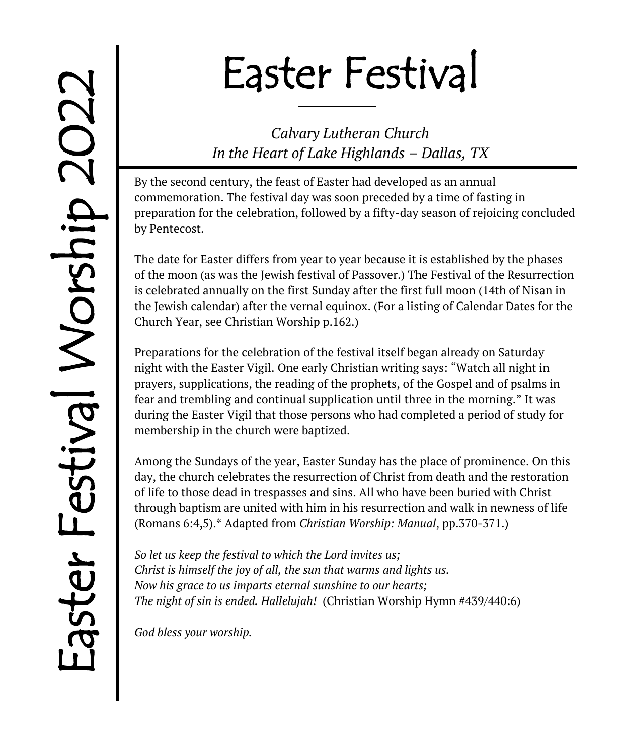Easter Festival Worship 2022

# Easter Festival

*Calvary Lutheran Church*
*In the Heart of Lake Highlands – Dallas, TX*

By the second century, the feast of Easter had developed as an annual commemoration. The festival day was soon preceded by a time of fasting in preparation for the celebration, followed by a fifty-day season of rejoicing concluded by Pentecost.

The date for Easter differs from year to year because it is established by the phases of the moon (as was the Jewish festival of Passover.) The Festival of the Resurrection is celebrated annually on the first Sunday after the first full moon (14th of Nisan in the Jewish calendar) after the vernal equinox. (For a listing of Calendar Dates for the Church Year, see Christian Worship p.162.)

Preparations for the celebration of the festival itself began already on Saturday night with the Easter Vigil. One early Christian writing says: "Watch all night in prayers, supplications, the reading of the prophets, of the Gospel and of psalms in fear and trembling and continual supplication until three in the morning." It was during the Easter Vigil that those persons who had completed a period of study for membership in the church were baptized.

Among the Sundays of the year, Easter Sunday has the place of prominence. On this day, the church celebrates the resurrection of Christ from death and the restoration of life to those dead in trespasses and sins. All who have been buried with Christ through baptism are united with him in his resurrection and walk in newness of life (Romans 6:4,5).* Adapted from *Christian Worship: Manual*, pp.370-371.)

*So let us keep the festival to which the Lord invites us;*
*Christ is himself the joy of all, the sun that warms and lights us.*
*Now his grace to us imparts eternal sunshine to our hearts;*
*The night of sin is ended. Hallelujah!* (Christian Worship Hymn #439/440:6)

*God bless your worship.*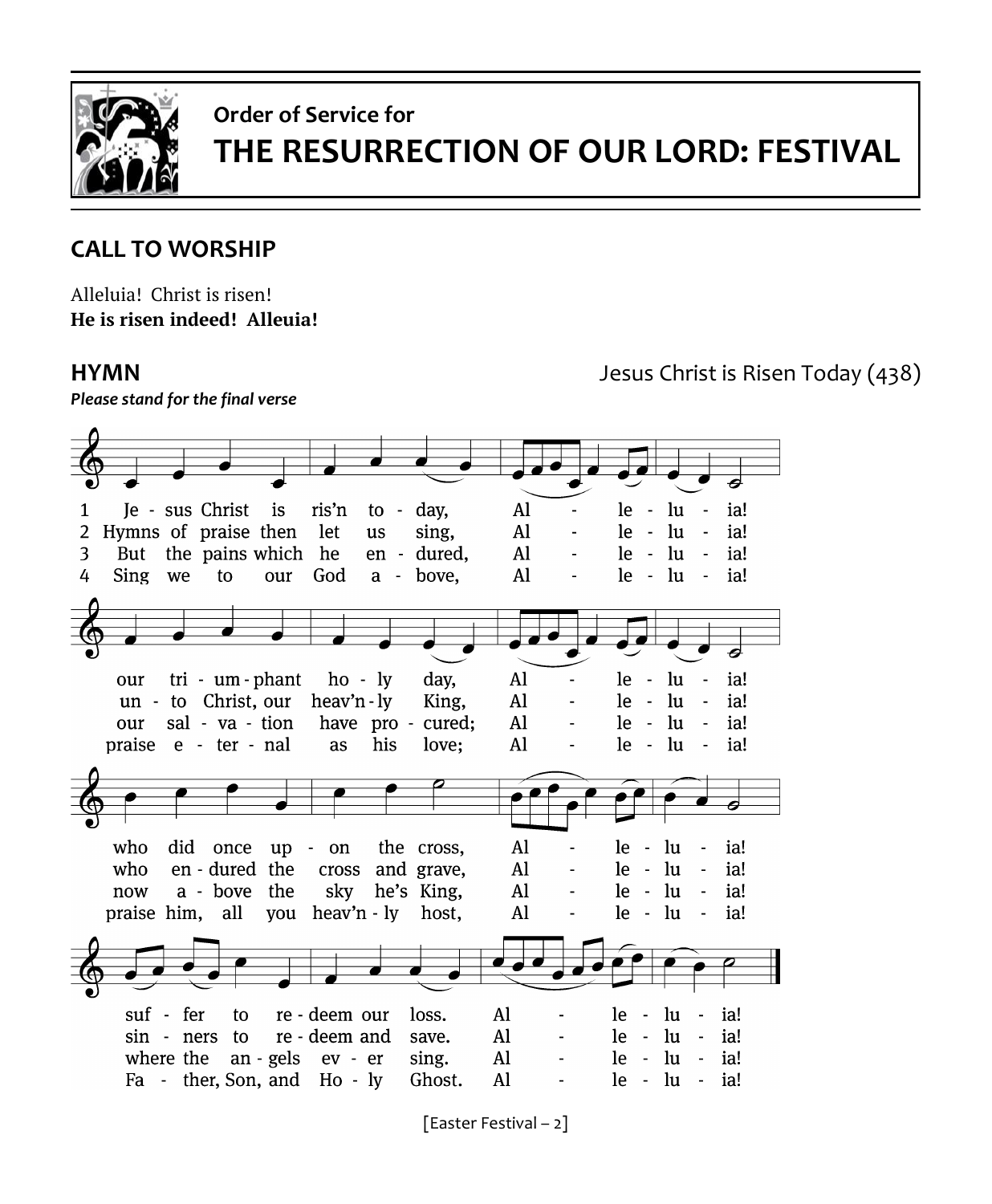**Order of Service for**

# THE RESURRECTION OF OUR LORD: FESTIVAL

## CALL TO WORSHIP

Alleluia! Christ is risen!
**He is risen indeed! Alleuia!**

## HYMN

Jesus Christ is Risen Today (438)

***Please stand for the final verse***

1 Je - sus Christ is ris'n to - day, Al - le - lu - ia!
our tri - um - phant ho - ly day, Al - le - lu - ia!
who did once up - on the cross, Al - le - lu - ia!
suf - fer to re - deem our loss. Al - le - lu - ia!

2 Hymns of praise then let us sing, Al - le - lu - ia!
un - to Christ, our heav'n - ly King, Al - le - lu - ia!
who en - dured the cross and grave, Al - le - lu - ia!
sin - ners to re - deem and save. Al - le - lu - ia!

3 But the pains which he en - dured, Al - le - lu - ia!
our sal - va - tion have pro - cured; Al - le - lu - ia!
now a - bove the sky he's King, Al - le - lu - ia!
where the an - gels ev - er sing. Al - le - lu - ia!

4 Sing we to our God a - bove, Al - le - lu - ia!
praise e - ter - nal as his love; Al - le - lu - ia!
praise him, all you heav'n - ly host, Al - le - lu - ia!
Fa - ther, Son, and Ho - ly Ghost. Al - le - lu - ia!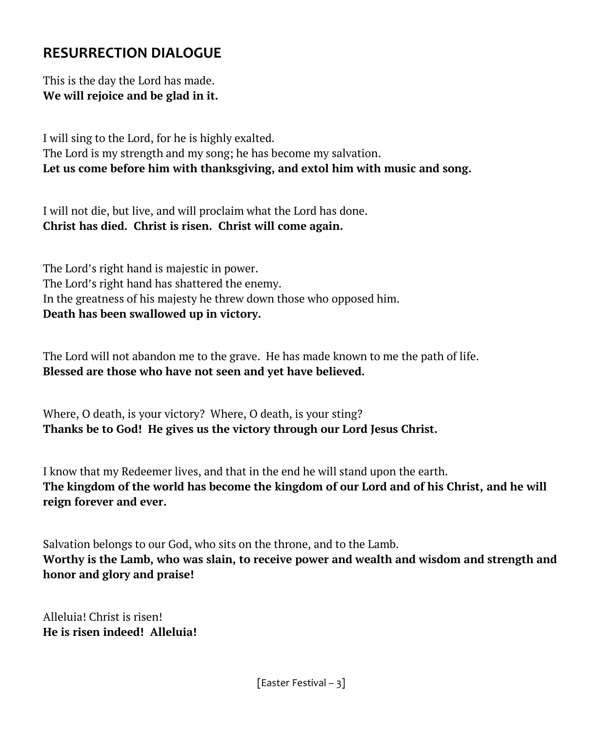## RESURRECTION DIALOGUE

This is the day the Lord has made.
**We will rejoice and be glad in it.**

I will sing to the Lord, for he is highly exalted.
The Lord is my strength and my song; he has become my salvation.
**Let us come before him with thanksgiving, and extol him with music and song.**

I will not die, but live, and will proclaim what the Lord has done.
**Christ has died. Christ is risen. Christ will come again.**

The Lord's right hand is majestic in power.
The Lord's right hand has shattered the enemy.
In the greatness of his majesty he threw down those who opposed him.
**Death has been swallowed up in victory.**

The Lord will not abandon me to the grave. He has made known to me the path of life.
**Blessed are those who have not seen and yet have believed.**

Where, O death, is your victory? Where, O death, is your sting?
**Thanks be to God! He gives us the victory through our Lord Jesus Christ.**

I know that my Redeemer lives, and that in the end he will stand upon the earth.
**The kingdom of the world has become the kingdom of our Lord and of his Christ, and he will reign forever and ever.**

Salvation belongs to our God, who sits on the throne, and to the Lamb.
**Worthy is the Lamb, who was slain, to receive power and wealth and wisdom and strength and honor and glory and praise!**

Alleluia! Christ is risen!
**He is risen indeed! Alleluia!**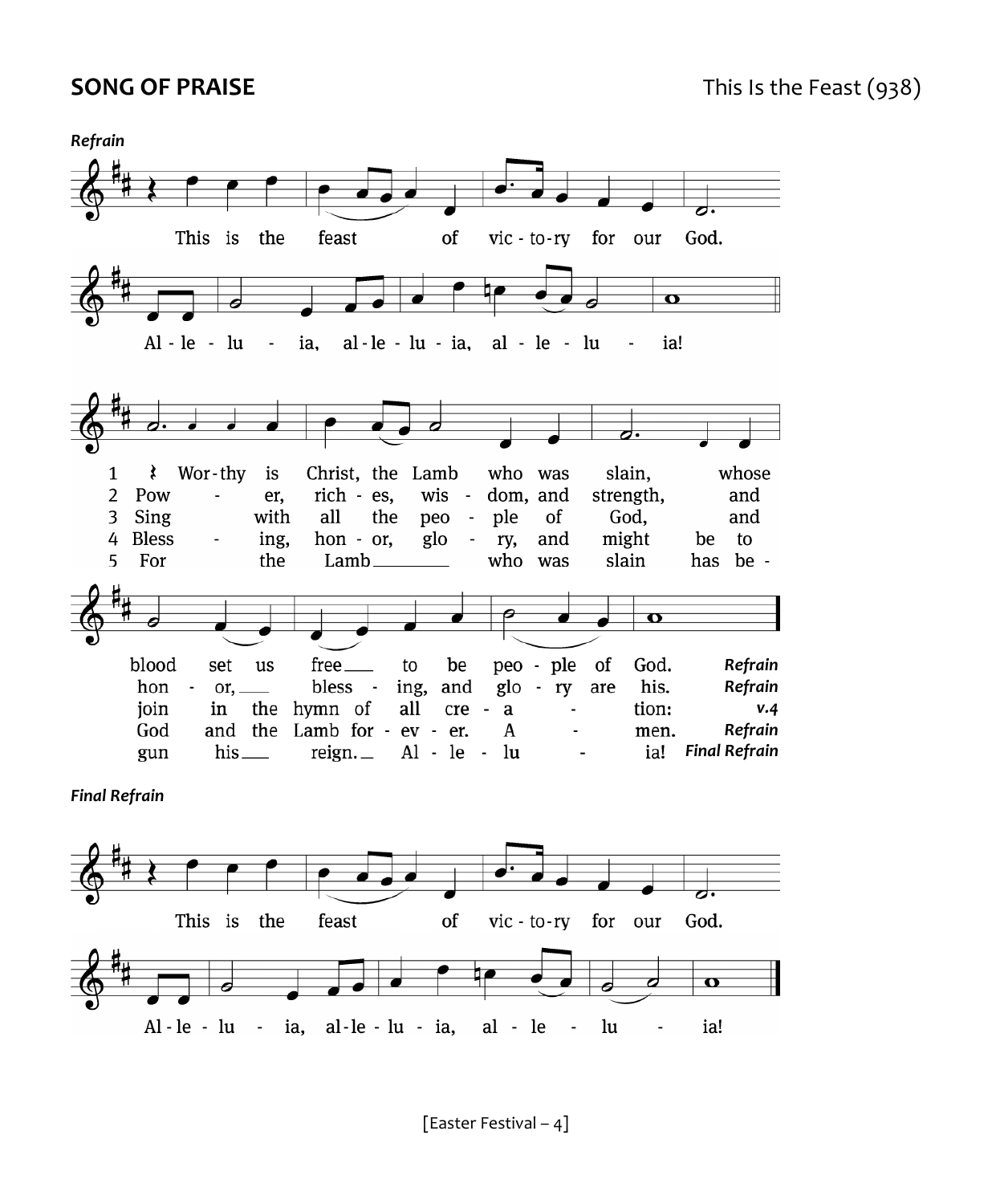**SONG OF PRAISE** This Is the Feast (938)

*Refrain*

This is the feast of vic-to-ry for our God.
Al-le-lu-ia, al-le-lu-ia, al-le-lu-ia!

1 Wor-thy is Christ, the Lamb who was slain, whose blood set us free to be peo-ple of God. *Refrain*

2 Pow-er, rich-es, wis-dom, and strength, and hon-or, bless-ing, and glo-ry are his. *Refrain*

3 Sing with all the peo-ple of God, and join in the hymn of all cre-a-tion: *v.4*

4 Bless-ing, hon-or, glo-ry, and might be to God and the Lamb for-ev-er. A-men. *Refrain*

5 For the Lamb who was slain has be-gun his reign. Al-le-lu-ia! *Final Refrain*

*Final Refrain*

This is the feast of vic-to-ry for our God.
Al-le-lu-ia, al-le-lu-ia, al-le-lu-ia!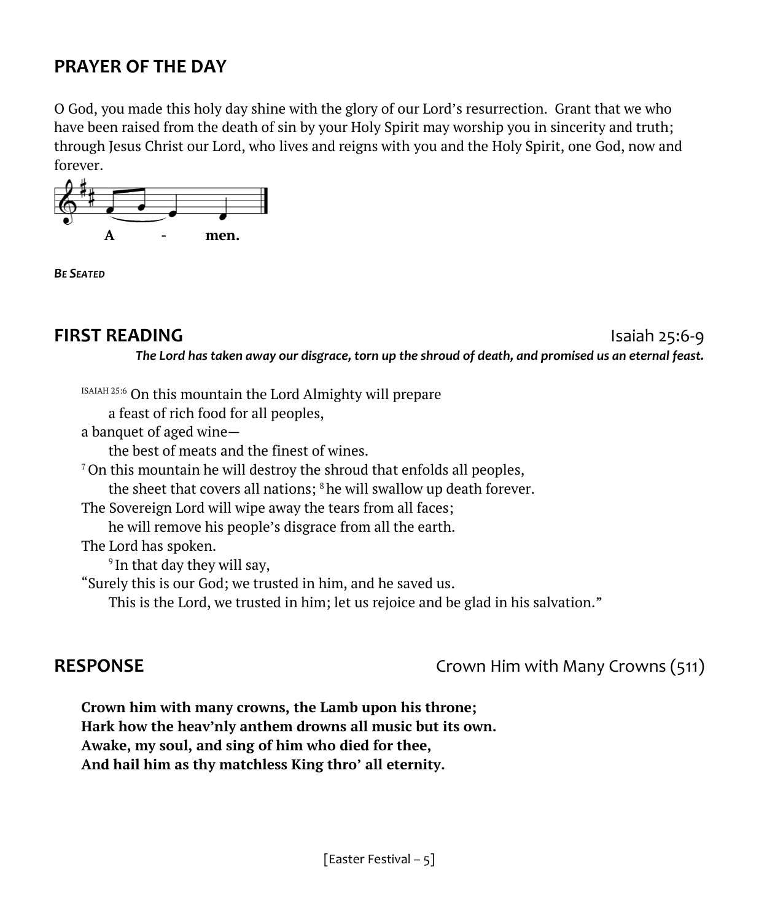## PRAYER OF THE DAY

O God, you made this holy day shine with the glory of our Lord's resurrection. Grant that we who have been raised from the death of sin by your Holy Spirit may worship you in sincerity and truth; through Jesus Christ our Lord, who lives and reigns with you and the Holy Spirit, one God, now and forever.

**A - men.**

***BE SEATED***

## FIRST READING

Isaiah 25:6-9

***The Lord has taken away our disgrace, torn up the shroud of death, and promised us an eternal feast.***

ISAIAH 25:6 On this mountain the Lord Almighty will prepare
a feast of rich food for all peoples,
a banquet of aged wine—
the best of meats and the finest of wines.
[7] On this mountain he will destroy the shroud that enfolds all peoples,
the sheet that covers all nations; [8] he will swallow up death forever.
The Sovereign Lord will wipe away the tears from all faces;
he will remove his people's disgrace from all the earth.
The Lord has spoken.
[9] In that day they will say,
"Surely this is our God; we trusted in him, and he saved us.
This is the Lord, we trusted in him; let us rejoice and be glad in his salvation."

## RESPONSE

Crown Him with Many Crowns (511)

**Crown him with many crowns, the Lamb upon his throne;**
**Hark how the heav'nly anthem drowns all music but its own.**
**Awake, my soul, and sing of him who died for thee,**
**And hail him as thy matchless King thro' all eternity.**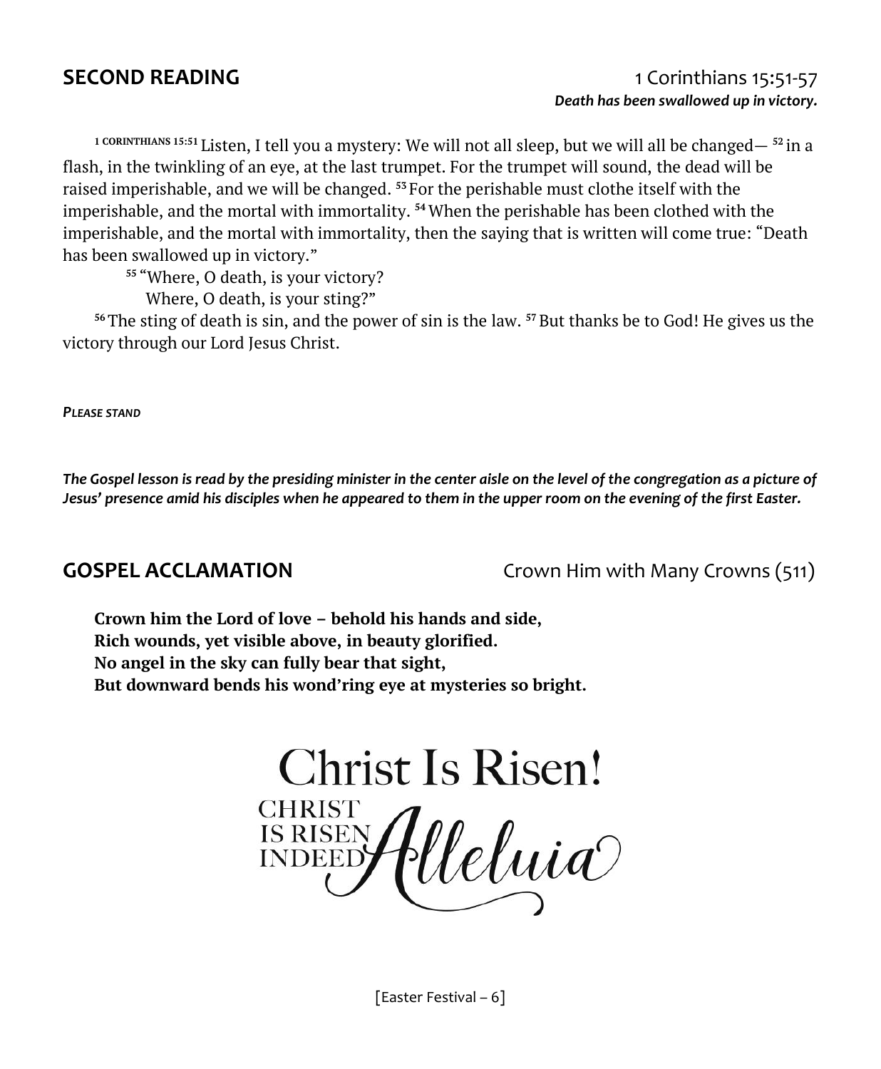## SECOND READING

1 Corinthians 15:51-57
***Death has been swallowed up in victory.***

1 CORINTHIANS 15:51 Listen, I tell you a mystery: We will not all sleep, but we will all be changed— [52] in a flash, in the twinkling of an eye, at the last trumpet. For the trumpet will sound, the dead will be raised imperishable, and we will be changed. [53] For the perishable must clothe itself with the imperishable, and the mortal with immortality. [54] When the perishable has been clothed with the imperishable, and the mortal with immortality, then the saying that is written will come true: "Death has been swallowed up in victory."

> [55] "Where, O death, is your victory?
> Where, O death, is your sting?"

[56] The sting of death is sin, and the power of sin is the law. [57] But thanks be to God! He gives us the victory through our Lord Jesus Christ.

***PLEASE STAND***

***The Gospel lesson is read by the presiding minister in the center aisle on the level of the congregation as a picture of Jesus' presence amid his disciples when he appeared to them in the upper room on the evening of the first Easter.***

## GOSPEL ACCLAMATION

Crown Him with Many Crowns (511)

**Crown him the Lord of love – behold his hands and side,**
**Rich wounds, yet visible above, in beauty glorified.**
**No angel in the sky can fully bear that sight,**
**But downward bends his wond'ring eye at mysteries so bright.**

Christ Is Risen!
CHRIST IS RISEN INDEED
Alleluia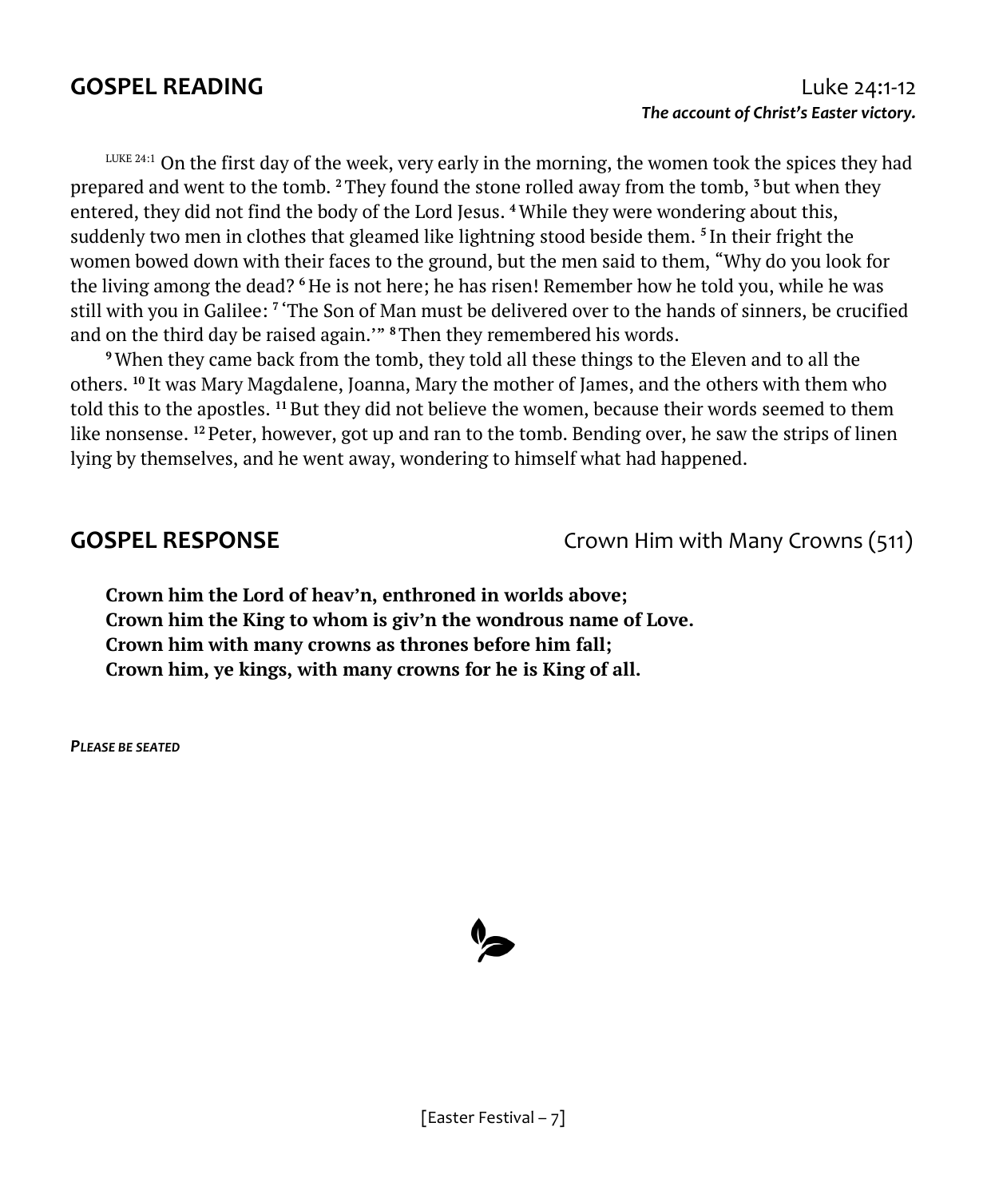## GOSPEL READING

Luke 24:1-12

***The account of Christ's Easter victory.***

LUKE 24:1 On the first day of the week, very early in the morning, the women took the spices they had prepared and went to the tomb. [2] They found the stone rolled away from the tomb, [3] but when they entered, they did not find the body of the Lord Jesus. [4] While they were wondering about this, suddenly two men in clothes that gleamed like lightning stood beside them. [5] In their fright the women bowed down with their faces to the ground, but the men said to them, "Why do you look for the living among the dead? [6] He is not here; he has risen! Remember how he told you, while he was still with you in Galilee: [7] 'The Son of Man must be delivered over to the hands of sinners, be crucified and on the third day be raised again.'" [8] Then they remembered his words.

[9] When they came back from the tomb, they told all these things to the Eleven and to all the others. [10] It was Mary Magdalene, Joanna, Mary the mother of James, and the others with them who told this to the apostles. [11] But they did not believe the women, because their words seemed to them like nonsense. [12] Peter, however, got up and ran to the tomb. Bending over, he saw the strips of linen lying by themselves, and he went away, wondering to himself what had happened.

## GOSPEL RESPONSE

Crown Him with Many Crowns (511)

**Crown him the Lord of heav'n, enthroned in worlds above;**
**Crown him the King to whom is giv'n the wondrous name of Love.**
**Crown him with many crowns as thrones before him fall;**
**Crown him, ye kings, with many crowns for he is King of all.**

***PLEASE BE SEATED***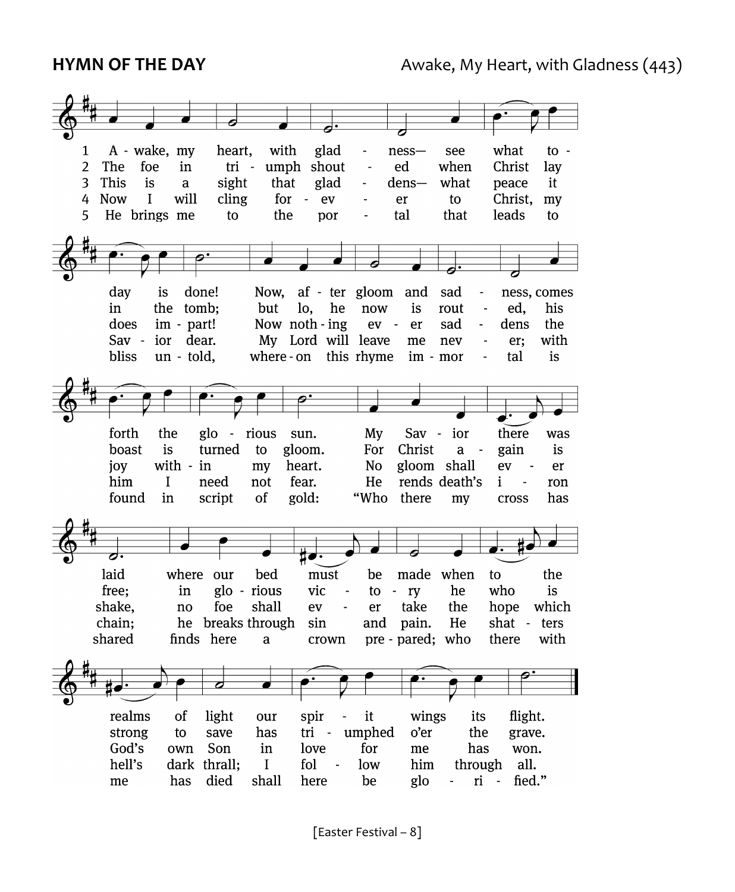**HYMN OF THE DAY** Awake, My Heart, with Gladness (443)

1 Awake, my heart, with gladness— see what today is done! Now, after gloom and sadness, comes forth the glorious sun. My Savior there was laid where our bed must be made when to the realms of light our spirit wings its flight.

2 The foe in triumph shouted when Christ lay in the tomb; but lo, he now is routed, his boast is turned to gloom. For Christ again is free; in glorious victory he who is strong to save has triumphed o'er the grave.

3 This is a sight that gladdens— what peace it does impart! Now nothing ever saddens the joy within my heart. No gloom shall ever shake, no foe shall ever take the hope which God's own Son in love for me has won.

4 Now I will cling forever to Christ, my Savior dear. My Lord will leave me never; with him I need not fear. He rends death's iron chain; he breaks through sin and pain. He shatters hell's dark thrall; I follow him through all.

5 He brings me to the portal that leads to bliss untold, whereon this rhyme immortal is found in script of gold: "Who there my cross has shared finds here a crown prepared; who there with me has died shall here be glorified."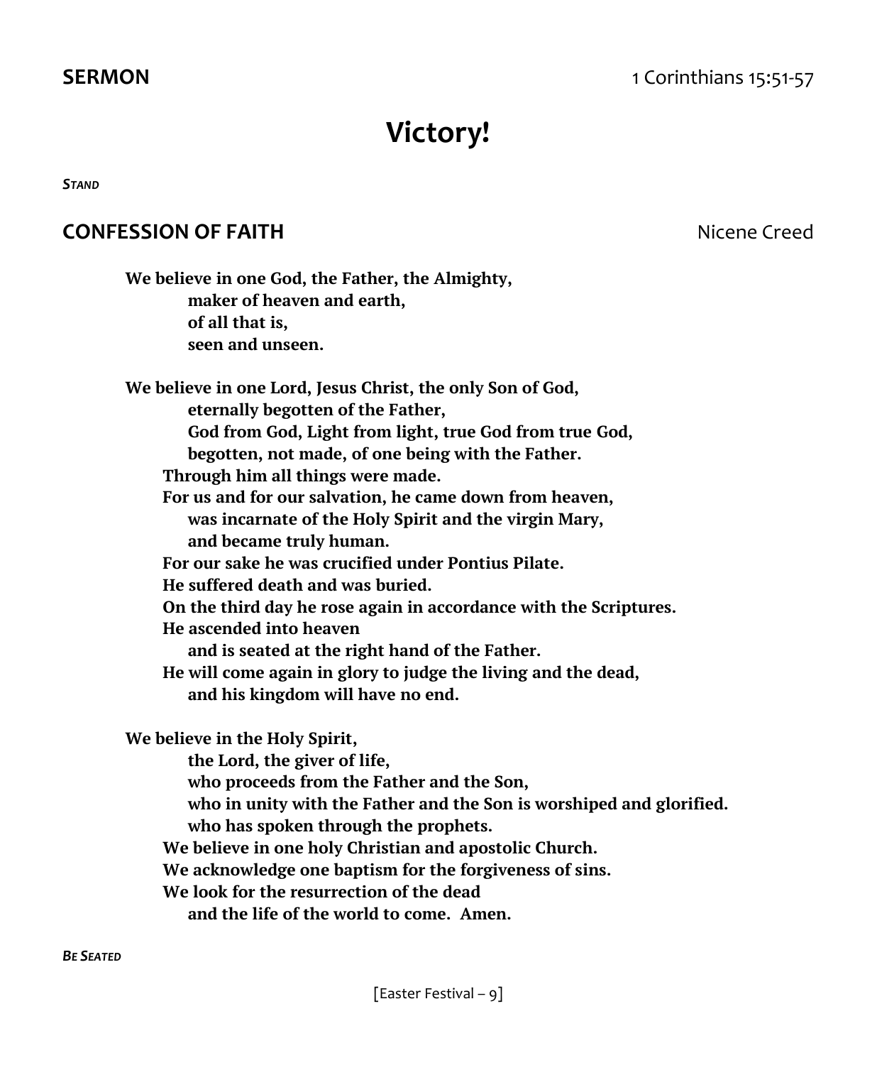## SERMON 1 Corinthians 15:51-57

# Victory!

***Stand***

## CONFESSION OF FAITH Nicene Creed

**We believe in one God, the Father, the Almighty,**
**maker of heaven and earth,**
**of all that is,**
**seen and unseen.**

**We believe in one Lord, Jesus Christ, the only Son of God,**
**eternally begotten of the Father,**
**God from God, Light from light, true God from true God,**
**begotten, not made, of one being with the Father.**
**Through him all things were made.**
**For us and for our salvation, he came down from heaven,**
**was incarnate of the Holy Spirit and the virgin Mary,**
**and became truly human.**
**For our sake he was crucified under Pontius Pilate.**
**He suffered death and was buried.**
**On the third day he rose again in accordance with the Scriptures.**
**He ascended into heaven**
**and is seated at the right hand of the Father.**
**He will come again in glory to judge the living and the dead,**
**and his kingdom will have no end.**

**We believe in the Holy Spirit,**
**the Lord, the giver of life,**
**who proceeds from the Father and the Son,**
**who in unity with the Father and the Son is worshiped and glorified.**
**who has spoken through the prophets.**
**We believe in one holy Christian and apostolic Church.**
**We acknowledge one baptism for the forgiveness of sins.**
**We look for the resurrection of the dead**
**and the life of the world to come. Amen.**

***Be Seated***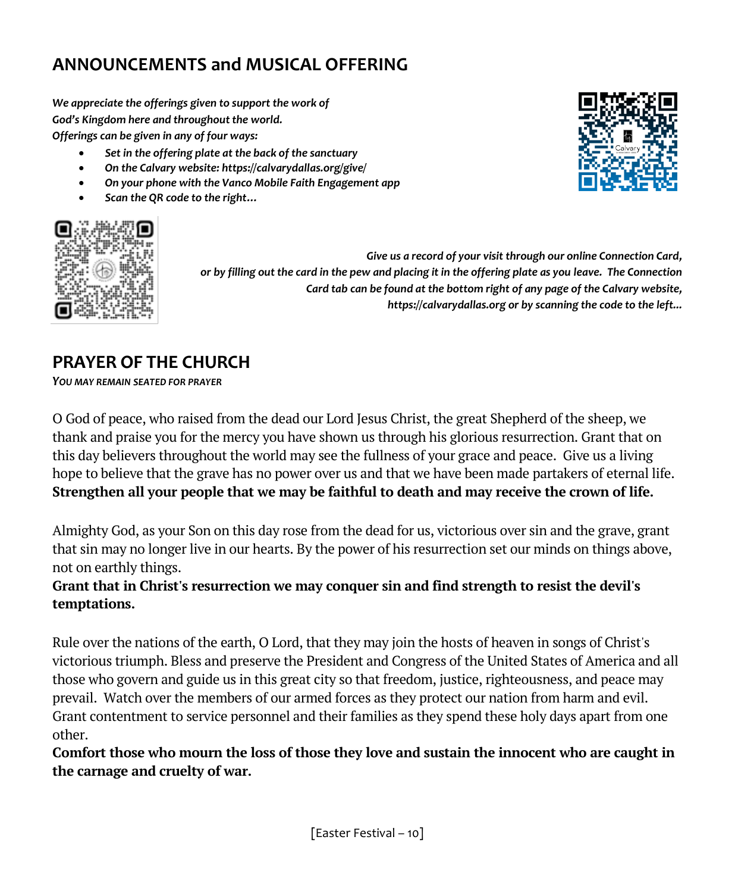## ANNOUNCEMENTS and MUSICAL OFFERING

*We appreciate the offerings given to support the work of God's Kingdom here and throughout the world.*
*Offerings can be given in any of four ways:*

- ***Set in the offering plate at the back of the sanctuary***
- ***On the Calvary website: https://calvarydallas.org/give/***
- ***On your phone with the Vanco Mobile Faith Engagement app***
- ***Scan the QR code to the right…***

***Give us a record of your visit through our online Connection Card, or by filling out the card in the pew and placing it in the offering plate as you leave. The Connection Card tab can be found at the bottom right of any page of the Calvary website, https://calvarydallas.org or by scanning the code to the left…***

## PRAYER OF THE CHURCH

***YOU MAY REMAIN SEATED FOR PRAYER***

O God of peace, who raised from the dead our Lord Jesus Christ, the great Shepherd of the sheep, we thank and praise you for the mercy you have shown us through his glorious resurrection. Grant that on this day believers throughout the world may see the fullness of your grace and peace. Give us a living hope to believe that the grave has no power over us and that we have been made partakers of eternal life.
**Strengthen all your people that we may be faithful to death and may receive the crown of life.**

Almighty God, as your Son on this day rose from the dead for us, victorious over sin and the grave, grant that sin may no longer live in our hearts. By the power of his resurrection set our minds on things above, not on earthly things.
**Grant that in Christ's resurrection we may conquer sin and find strength to resist the devil's temptations.**

Rule over the nations of the earth, O Lord, that they may join the hosts of heaven in songs of Christ's victorious triumph. Bless and preserve the President and Congress of the United States of America and all those who govern and guide us in this great city so that freedom, justice, righteousness, and peace may prevail. Watch over the members of our armed forces as they protect our nation from harm and evil. Grant contentment to service personnel and their families as they spend these holy days apart from one other.
**Comfort those who mourn the loss of those they love and sustain the innocent who are caught in the carnage and cruelty of war.**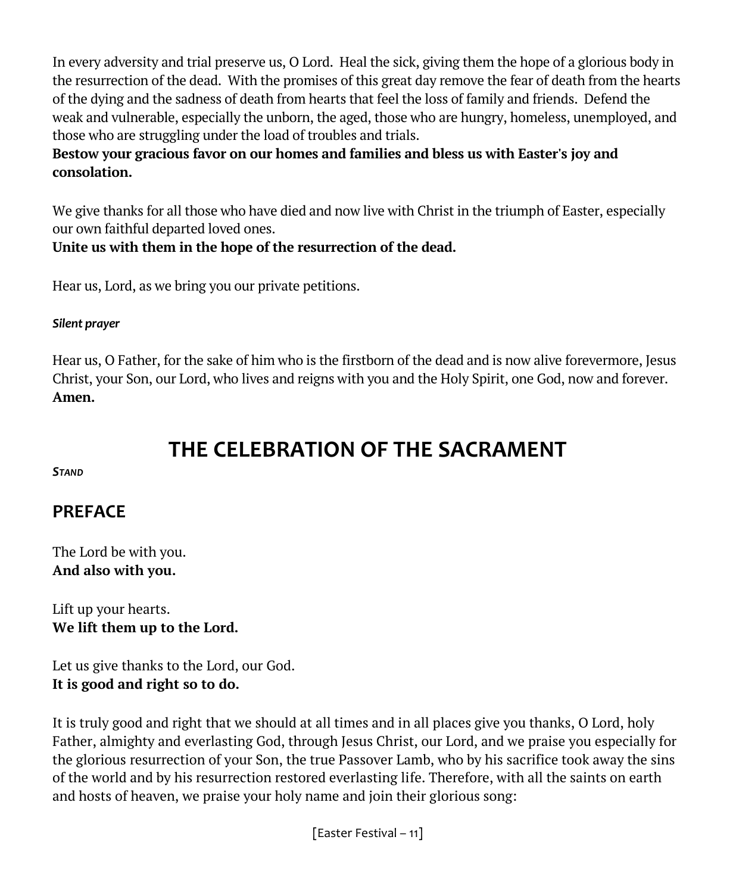In every adversity and trial preserve us, O Lord.  Heal the sick, giving them the hope of a glorious body in the resurrection of the dead.  With the promises of this great day remove the fear of death from the hearts of the dying and the sadness of death from hearts that feel the loss of family and friends.  Defend the weak and vulnerable, especially the unborn, the aged, those who are hungry, homeless, unemployed, and those who are struggling under the load of troubles and trials.
**Bestow your gracious favor on our homes and families and bless us with Easter's joy and consolation.**

We give thanks for all those who have died and now live with Christ in the triumph of Easter, especially our own faithful departed loved ones.
**Unite us with them in the hope of the resurrection of the dead.**

Hear us, Lord, as we bring you our private petitions.

***Silent prayer***

Hear us, O Father, for the sake of him who is the firstborn of the dead and is now alive forevermore, Jesus Christ, your Son, our Lord, who lives and reigns with you and the Holy Spirit, one God, now and forever.
**Amen.**

# THE CELEBRATION OF THE SACRAMENT

***STAND***

## PREFACE

The Lord be with you.
**And also with you.**

Lift up your hearts.
**We lift them up to the Lord.**

Let us give thanks to the Lord, our God.
**It is good and right so to do.**

It is truly good and right that we should at all times and in all places give you thanks, O Lord, holy Father, almighty and everlasting God, through Jesus Christ, our Lord, and we praise you especially for the glorious resurrection of your Son, the true Passover Lamb, who by his sacrifice took away the sins of the world and by his resurrection restored everlasting life. Therefore, with all the saints on earth and hosts of heaven, we praise your holy name and join their glorious song: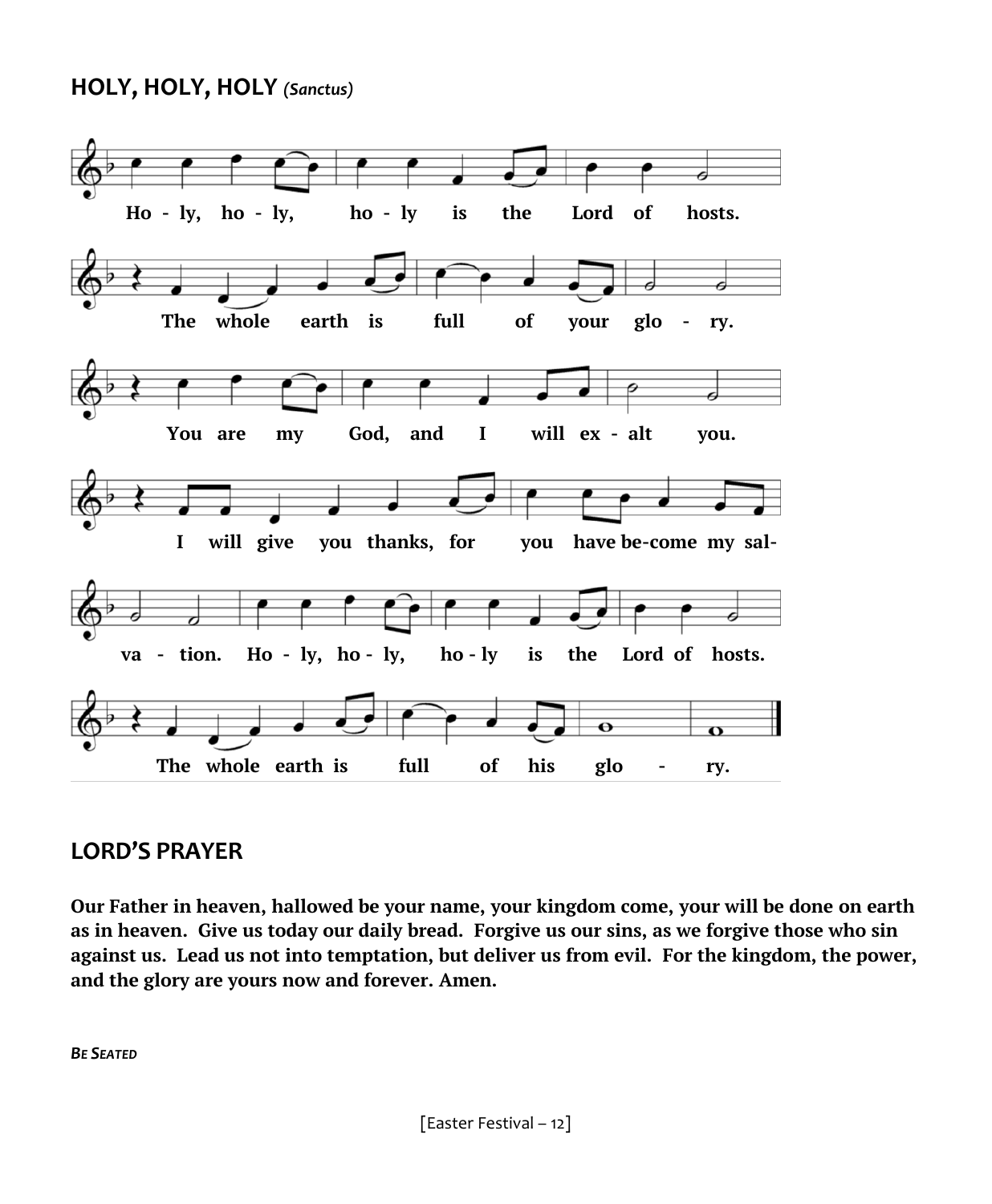## HOLY, HOLY, HOLY *(Sanctus)*

Ho - ly, ho - ly, ho - ly is the Lord of hosts.
The whole earth is full of your glo - ry.
You are my God, and I will ex - alt you.
I will give you thanks, for you have be-come my sal-
va - tion. Ho - ly, ho - ly, ho - ly is the Lord of hosts.
The whole earth is full of his glo - ry.

## LORD'S PRAYER

**Our Father in heaven, hallowed be your name, your kingdom come, your will be done on earth as in heaven. Give us today our daily bread. Forgive us our sins, as we forgive those who sin against us. Lead us not into temptation, but deliver us from evil. For the kingdom, the power, and the glory are yours now and forever. Amen.**

***BE SEATED***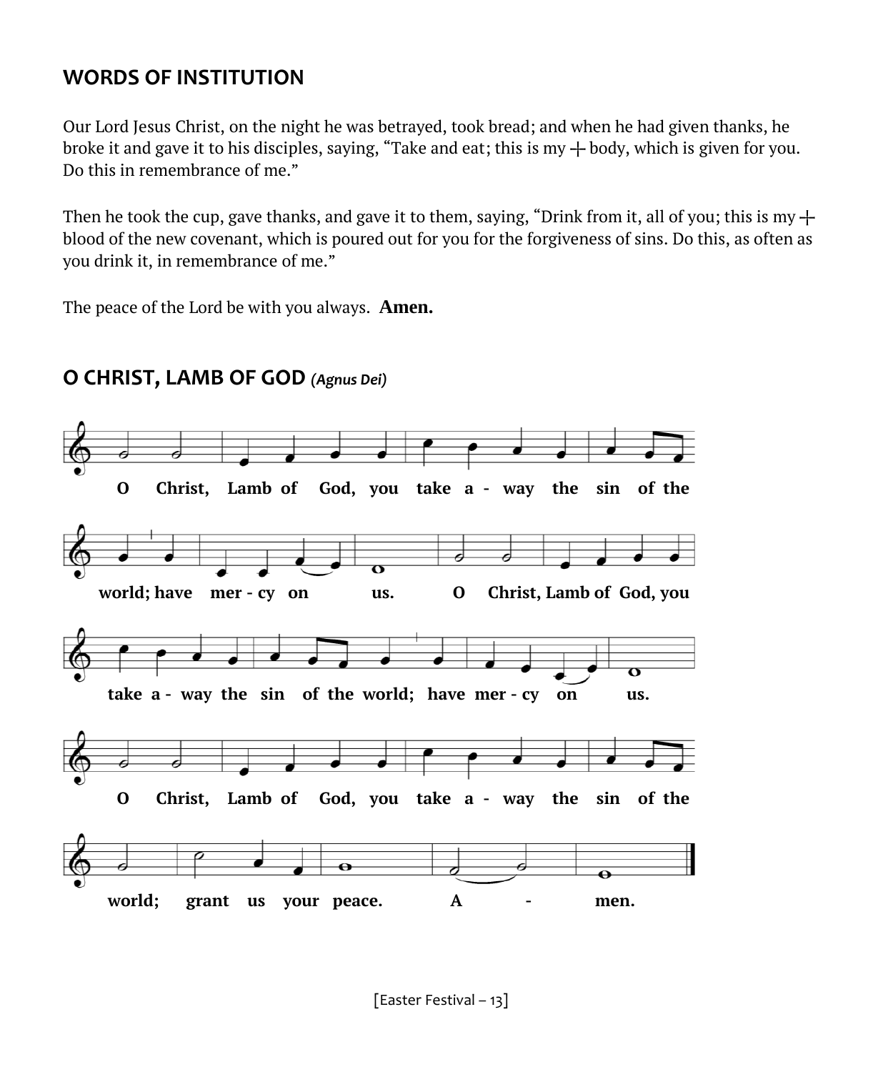## WORDS OF INSTITUTION

Our Lord Jesus Christ, on the night he was betrayed, took bread; and when he had given thanks, he broke it and gave it to his disciples, saying, "Take and eat; this is my ☩ body, which is given for you. Do this in remembrance of me."

Then he took the cup, gave thanks, and gave it to them, saying, "Drink from it, all of you; this is my ☩ blood of the new covenant, which is poured out for you for the forgiveness of sins. Do this, as often as you drink it, in remembrance of me."

The peace of the Lord be with you always. **Amen.**

## O CHRIST, LAMB OF GOD *(Agnus Dei)*

**O Christ, Lamb of God, you take a - way the sin of the world; have mer - cy on us. O Christ, Lamb of God, you take a - way the sin of the world; have mer - cy on us.**

**O Christ, Lamb of God, you take a - way the sin of the world; grant us your peace. A - men.**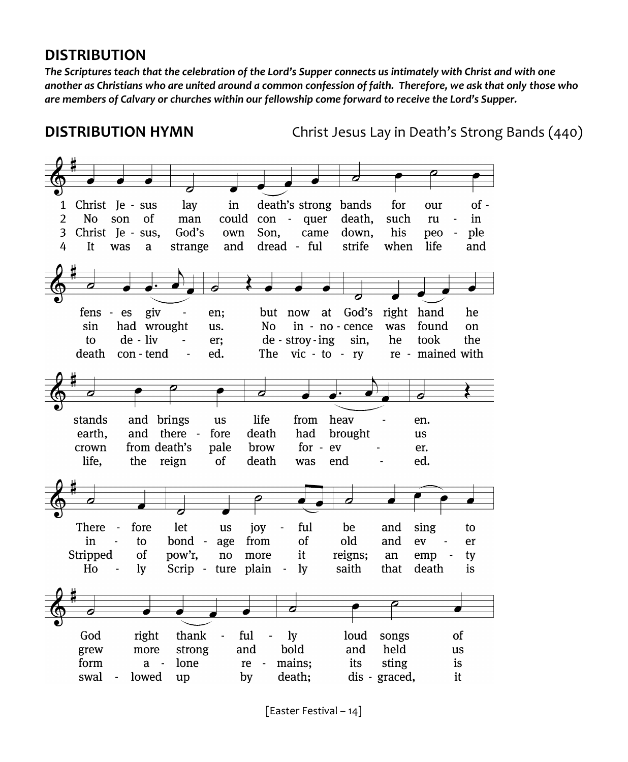## DISTRIBUTION

***The Scriptures teach that the celebration of the Lord's Supper connects us intimately with Christ and with one another as Christians who are united around a common confession of faith. Therefore, we ask that only those who are members of Calvary or churches within our fellowship come forward to receive the Lord's Supper.***

## DISTRIBUTION HYMN

Christ Jesus Lay in Death's Strong Bands (440)

1 Christ Jesus lay in death's strong bands for our offenses given; but now at God's right hand he stands and brings us life from heaven. Therefore let us joyful be and sing to God right thankfully loud songs of

2 No son of man could conquer death, such ruin sin had wrought us. No innocence was found on earth, and therefore death had brought us into bondage from of old and ever grew more strong and bold and held us

3 Christ Jesus, God's own Son, came down, his people to deliver; destroying sin, he took the crown from death's pale brow forever. Stripped of pow'r, no more it reigns; an empty form alone remains; its sting is

4 It was a strange and dreadful strife when life and death contended. The victory remained with life, the reign of death was ended. Holy Scripture plainly saith that death is swallowed up by death; disgraced, it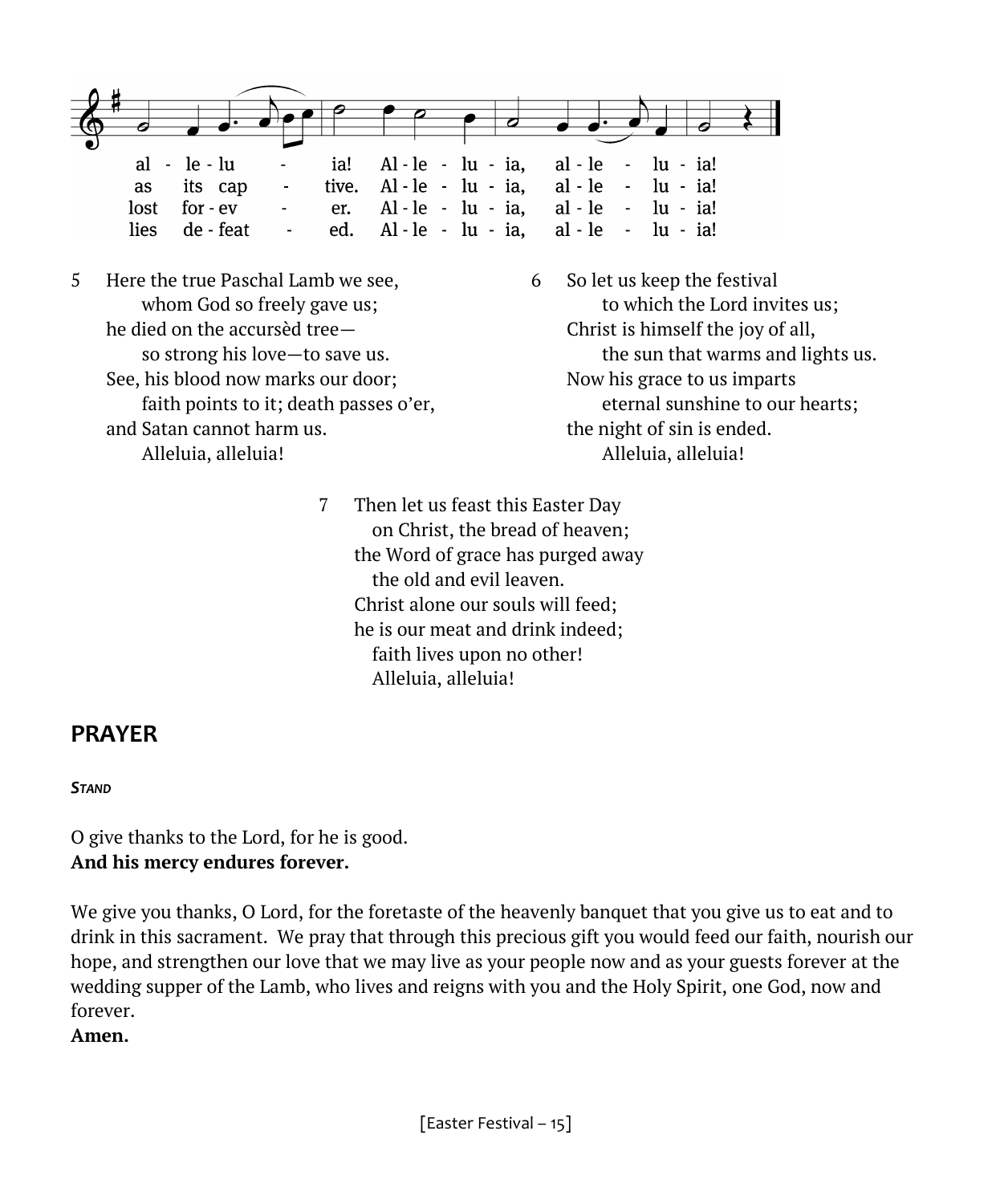al - le - lu - ia! Al - le - lu - ia, al - le - lu - ia!
as its cap - tive. Al - le - lu - ia, al - le - lu - ia!
lost for - ev - er. Al - le - lu - ia, al - le - lu - ia!
lies de - feat - ed. Al - le - lu - ia, al - le - lu - ia!

5 Here the true Paschal Lamb we see,
whom God so freely gave us;
he died on the accursèd tree—
so strong his love—to save us.
See, his blood now marks our door;
faith points to it; death passes o'er,
and Satan cannot harm us.
Alleluia, alleluia!

6 So let us keep the festival
to which the Lord invites us;
Christ is himself the joy of all,
the sun that warms and lights us.
Now his grace to us imparts
eternal sunshine to our hearts;
the night of sin is ended.
Alleluia, alleluia!

7 Then let us feast this Easter Day
on Christ, the bread of heaven;
the Word of grace has purged away
the old and evil leaven.
Christ alone our souls will feed;
he is our meat and drink indeed;
faith lives upon no other!
Alleluia, alleluia!

## PRAYER

***STAND***

O give thanks to the Lord, for he is good.
**And his mercy endures forever.**

We give you thanks, O Lord, for the foretaste of the heavenly banquet that you give us to eat and to drink in this sacrament. We pray that through this precious gift you would feed our faith, nourish our hope, and strengthen our love that we may live as your people now and as your guests forever at the wedding supper of the Lamb, who lives and reigns with you and the Holy Spirit, one God, now and forever.
**Amen.**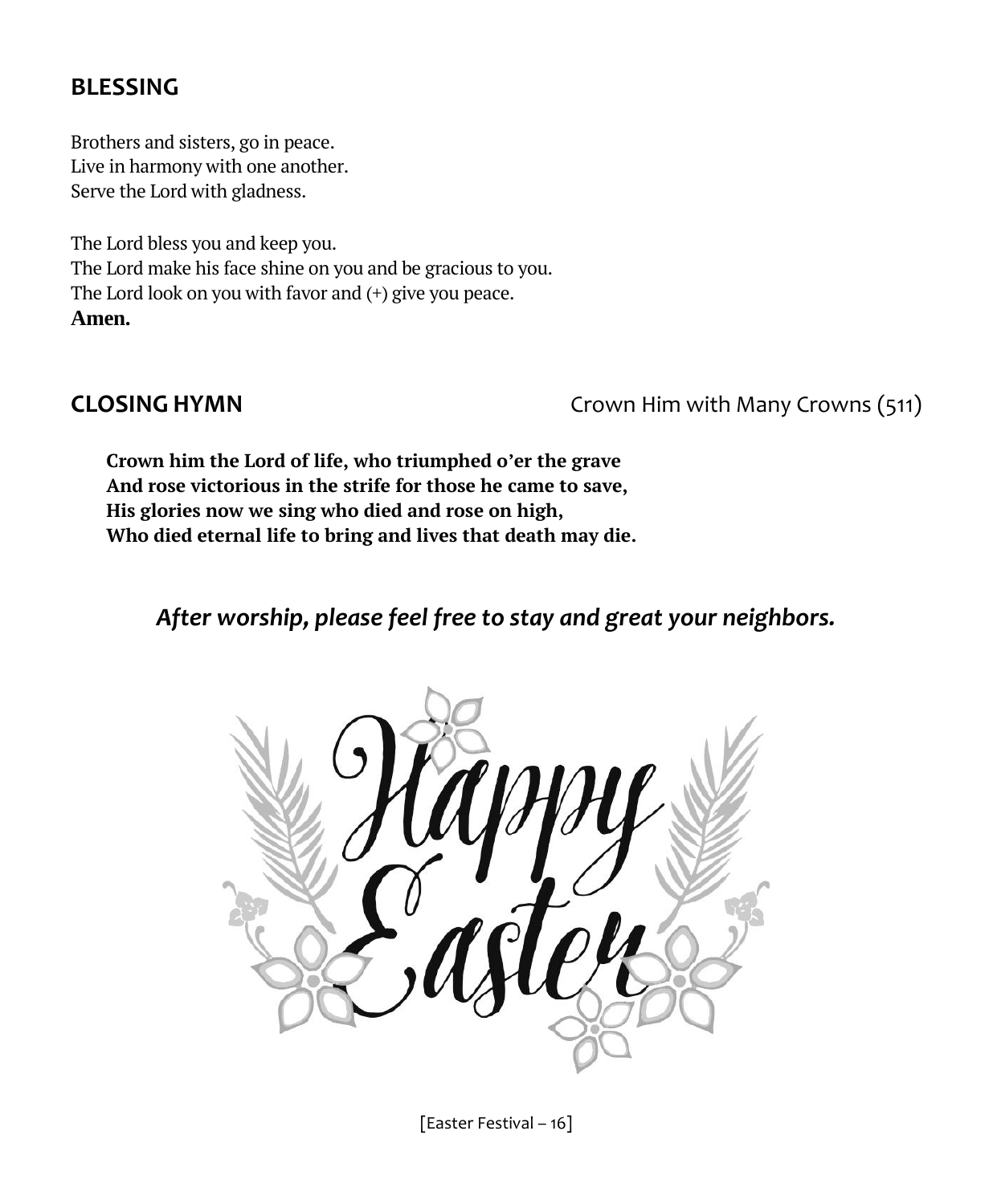## BLESSING

Brothers and sisters, go in peace.
Live in harmony with one another.
Serve the Lord with gladness.

The Lord bless you and keep you.
The Lord make his face shine on you and be gracious to you.
The Lord look on you with favor and (+) give you peace.
**Amen.**

## CLOSING HYMN

Crown Him with Many Crowns (511)

**Crown him the Lord of life, who triumphed o'er the grave**
**And rose victorious in the strife for those he came to save,**
**His glories now we sing who died and rose on high,**
**Who died eternal life to bring and lives that death may die.**

***After worship, please feel free to stay and great your neighbors.***

Happy Easter